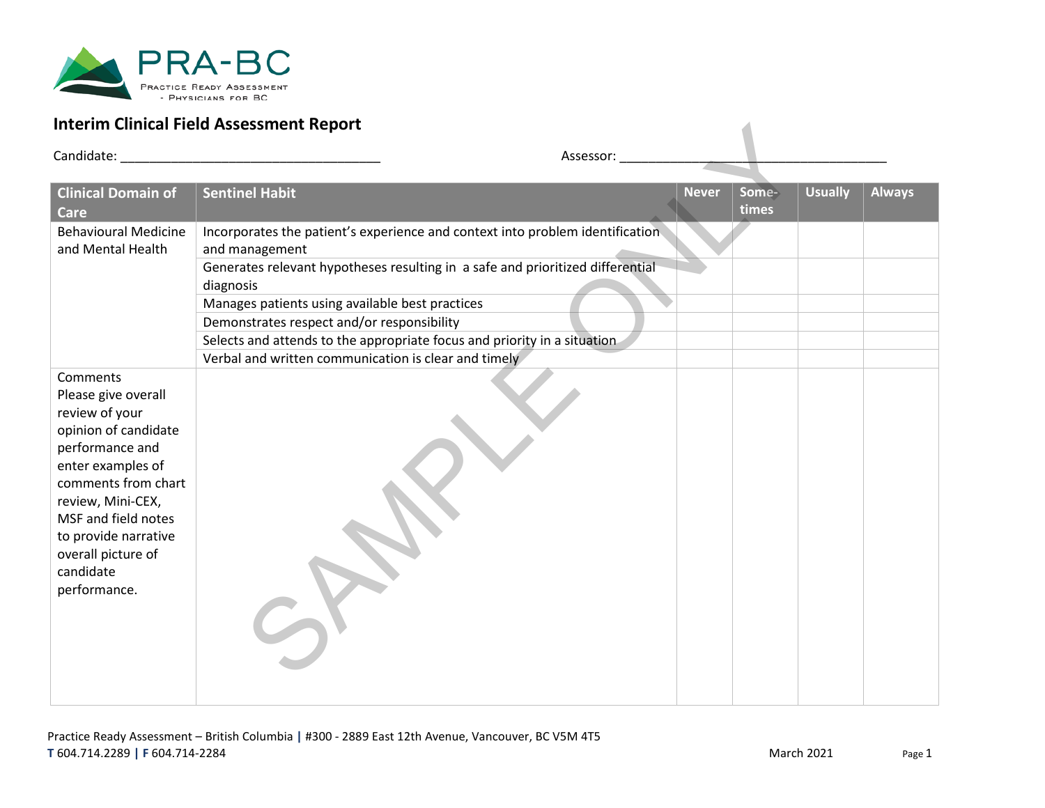PRA-BC

Practice Ready Assessment - Physicians for BC

## Interim Clinical Field Assessment Report

Candidate: ___________________________________ Assessor: ______________________________________

| Clinical Domain of Care | Sentinel Habit | Never | Some-times | Usually | Always |
|---|---|---|---|---|---|
| Behavioural Medicine and Mental Health | Incorporates the patient's experience and context into problem identification and management | | | | |
| | Generates relevant hypotheses resulting in a safe and prioritized differential diagnosis | | | | |
| | Manages patients using available best practices | | | | |
| | Demonstrates respect and/or responsibility | | | | |
| | Selects and attends to the appropriate focus and priority in a situation | | | | |
| | Verbal and written communication is clear and timely | | | | |
| Comments Please give overall review of your opinion of candidate performance and enter examples of comments from chart review, Mini-CEX, MSF and field notes to provide narrative overall picture of candidate performance. | | | | | |

SAMPLE ONLY

Practice Ready Assessment – British Columbia | #300 - 2889 East 12th Avenue, Vancouver, BC V5M 4T5
T 604.714.2289 | F 604.714-2284

March 2021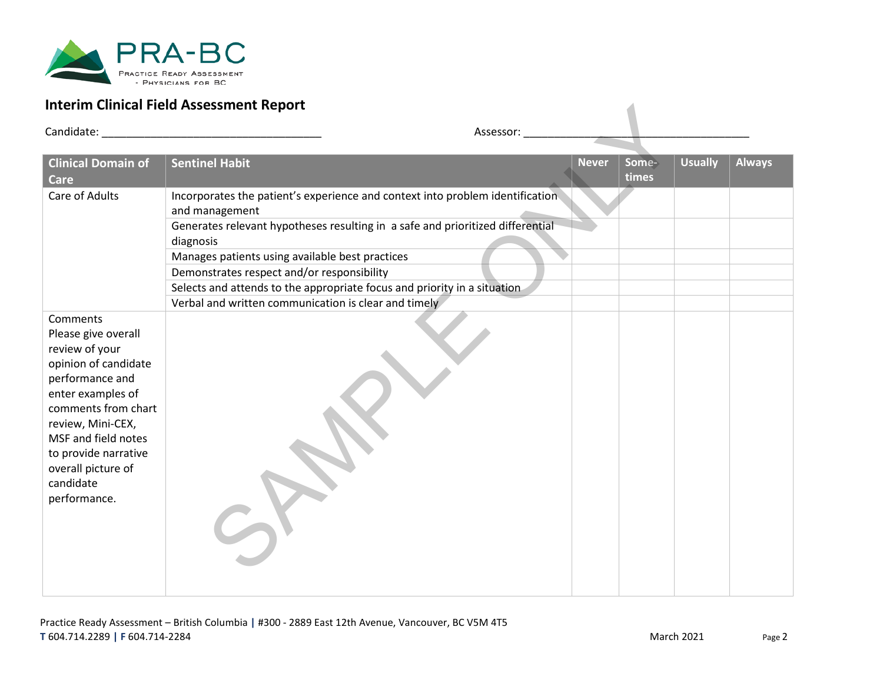## Interim Clinical Field Assessment Report

Candidate: ___________________________________ Assessor: _____________________________________

| Clinical Domain of Care | Sentinel Habit | Never | Some-times | Usually | Always |
|---|---|---|---|---|---|
| Care of Adults | Incorporates the patient's experience and context into problem identification and management | | | | |
| | Generates relevant hypotheses resulting in a safe and prioritized differential diagnosis | | | | |
| | Manages patients using available best practices | | | | |
| | Demonstrates respect and/or responsibility | | | | |
| | Selects and attends to the appropriate focus and priority in a situation | | | | |
| | Verbal and written communication is clear and timely | | | | |
| Comments Please give overall review of your opinion of candidate performance and enter examples of comments from chart review, Mini-CEX, MSF and field notes to provide narrative overall picture of candidate performance. | | | | | |

SAMPLE ONLY

Practice Ready Assessment – British Columbia | #300 - 2889 East 12th Avenue, Vancouver, BC V5M 4T5
T 604.714.2289 | F 604.714-2284

March 2021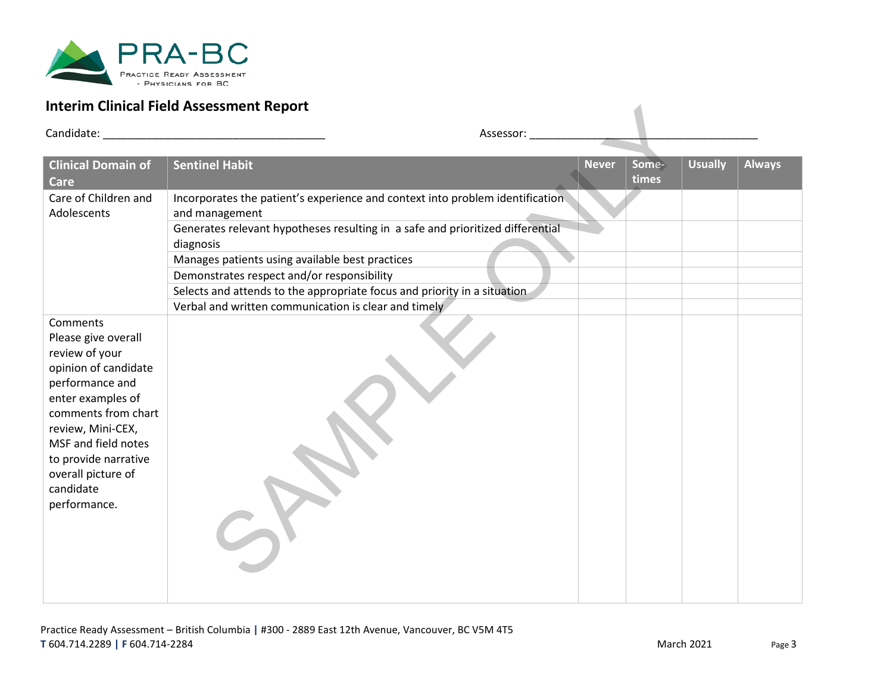PRA-BC

Practice Ready Assessment - Physicians for BC

## Interim Clinical Field Assessment Report

Candidate: ___________________________________ Assessor: ____________________________________

| Clinical Domain of Care | Sentinel Habit | Never | Some-times | Usually | Always |
|---|---|---|---|---|---|
| Care of Children and Adolescents | Incorporates the patient's experience and context into problem identification and management | | | | |
| | Generates relevant hypotheses resulting in a safe and prioritized differential diagnosis | | | | |
| | Manages patients using available best practices | | | | |
| | Demonstrates respect and/or responsibility | | | | |
| | Selects and attends to the appropriate focus and priority in a situation | | | | |
| | Verbal and written communication is clear and timely | | | | |
| Comments Please give overall review of your opinion of candidate performance and enter examples of comments from chart review, Mini-CEX, MSF and field notes to provide narrative overall picture of candidate performance. | | | | | |

SAMPLE ONLY

Practice Ready Assessment – British Columbia | #300 - 2889 East 12th Avenue, Vancouver, BC V5M 4T5
T 604.714.2289 | F 604.714-2284

March 2021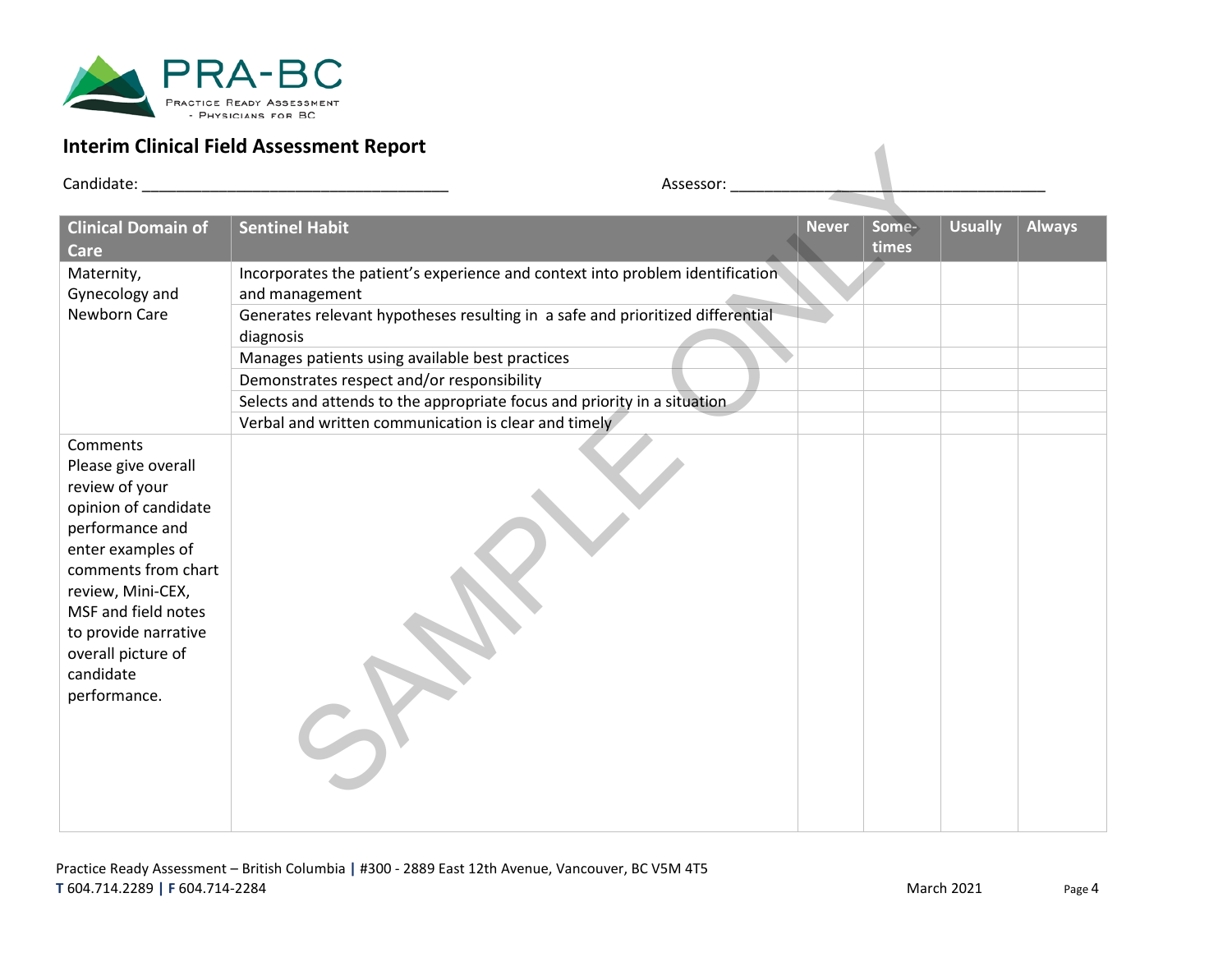PRA-BC

Practice Ready Assessment - Physicians for BC

## Interim Clinical Field Assessment Report

Candidate: ___________________________________ Assessor: ___________________________________

| Clinical Domain of Care | Sentinel Habit | Never | Some-times | Usually | Always |
|---|---|---|---|---|---|
| Maternity, Gynecology and Newborn Care | Incorporates the patient's experience and context into problem identification and management | | | | |
| | Generates relevant hypotheses resulting in a safe and prioritized differential diagnosis | | | | |
| | Manages patients using available best practices | | | | |
| | Demonstrates respect and/or responsibility | | | | |
| | Selects and attends to the appropriate focus and priority in a situation | | | | |
| | Verbal and written communication is clear and timely | | | | |
| Comments<br>Please give overall review of your opinion of candidate performance and enter examples of comments from chart review, Mini-CEX, MSF and field notes to provide narrative overall picture of candidate performance. | | | | | |

SAMPLE ONLY

Practice Ready Assessment – British Columbia | #300 - 2889 East 12th Avenue, Vancouver, BC V5M 4T5
T 604.714.2289 | F 604.714-2284

March 2021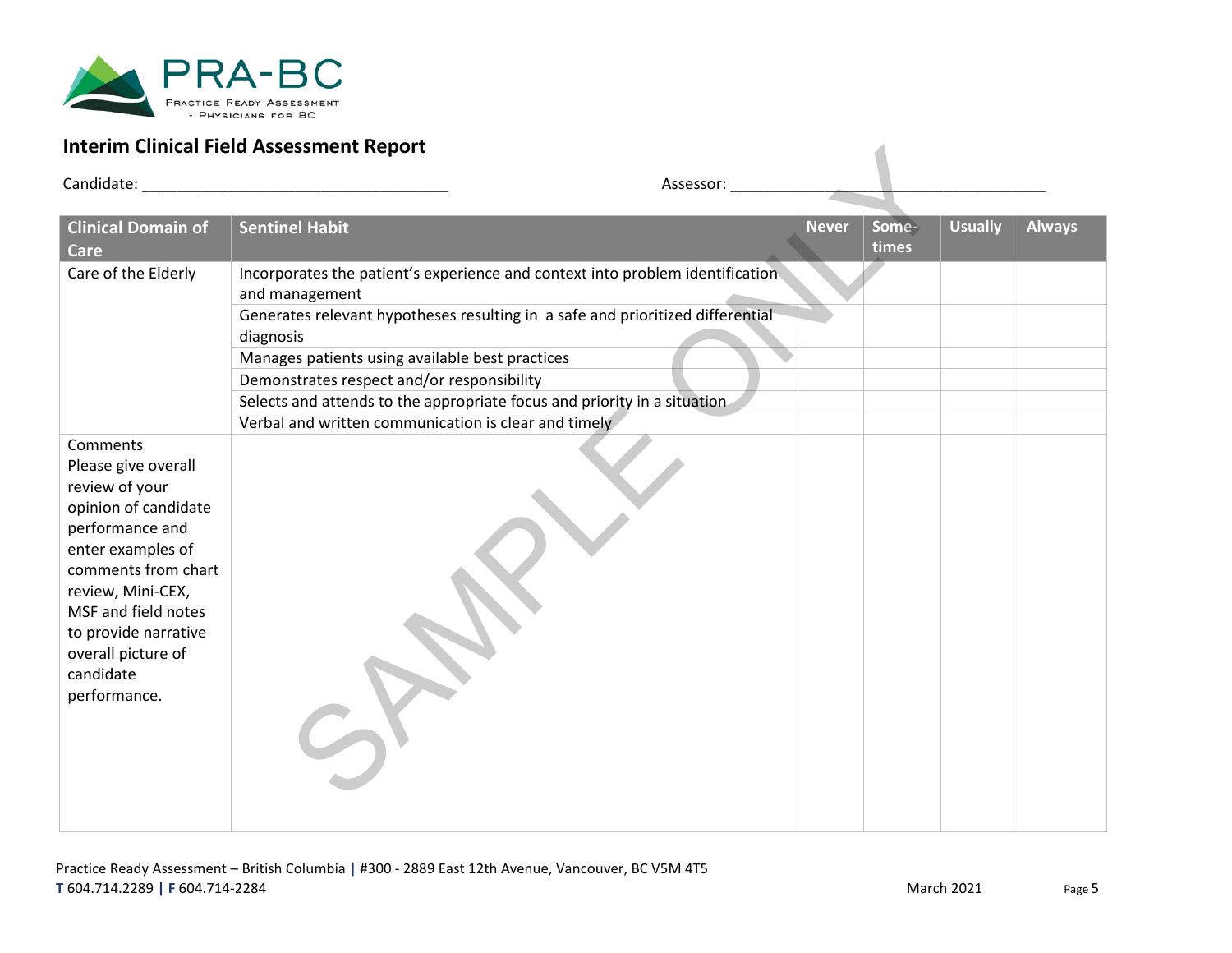PRA-BC
Practice Ready Assessment
- Physicians for BC

## Interim Clinical Field Assessment Report

Candidate: ___________________________________ Assessor: _____________________________________

| Clinical Domain of Care | Sentinel Habit | Never | Some-times | Usually | Always |
|---|---|---|---|---|---|
| Care of the Elderly | Incorporates the patient's experience and context into problem identification and management | | | | |
| | Generates relevant hypotheses resulting in a safe and prioritized differential diagnosis | | | | |
| | Manages patients using available best practices | | | | |
| | Demonstrates respect and/or responsibility | | | | |
| | Selects and attends to the appropriate focus and priority in a situation | | | | |
| | Verbal and written communication is clear and timely | | | | |
| Comments Please give overall review of your opinion of candidate performance and enter examples of comments from chart review, Mini-CEX, MSF and field notes to provide narrative overall picture of candidate performance. | | | | | |

SAMPLE ONLY

Practice Ready Assessment – British Columbia | #300 - 2889 East 12th Avenue, Vancouver, BC V5M 4T5
T 604.714.2289 | F 604.714-2284 March 2021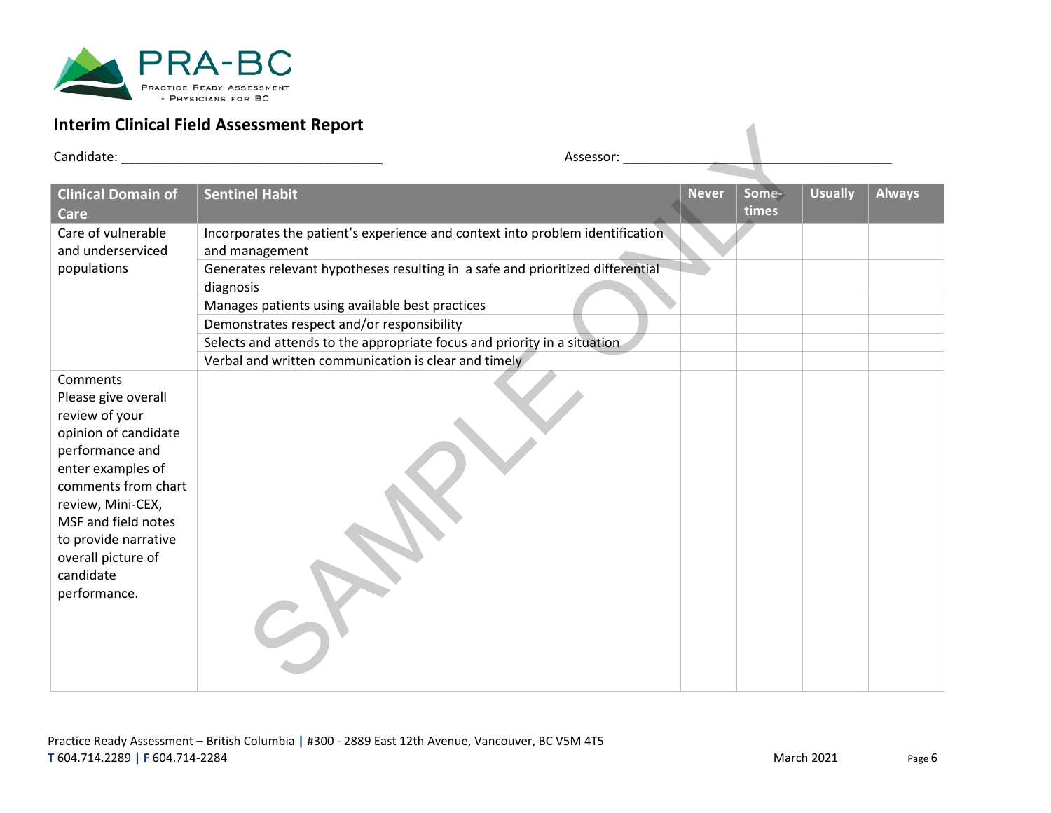## Interim Clinical Field Assessment Report

Candidate: ___________________________________ Assessor: ______________________________________

| Clinical Domain of Care | Sentinel Habit | Never | Some-times | Usually | Always |
|---|---|---|---|---|---|
| Care of vulnerable and underserviced populations | Incorporates the patient's experience and context into problem identification and management | | | | |
| | Generates relevant hypotheses resulting in a safe and prioritized differential diagnosis | | | | |
| | Manages patients using available best practices | | | | |
| | Demonstrates respect and/or responsibility | | | | |
| | Selects and attends to the appropriate focus and priority in a situation | | | | |
| | Verbal and written communication is clear and timely | | | | |
| Comments<br>Please give overall review of your opinion of candidate performance and enter examples of comments from chart review, Mini-CEX, MSF and field notes to provide narrative overall picture of candidate performance. | | | | | |

SAMPLE ONLY

Practice Ready Assessment – British Columbia | #300 - 2889 East 12th Avenue, Vancouver, BC V5M 4T5
T 604.714.2289 | F 604.714-2284

March 2021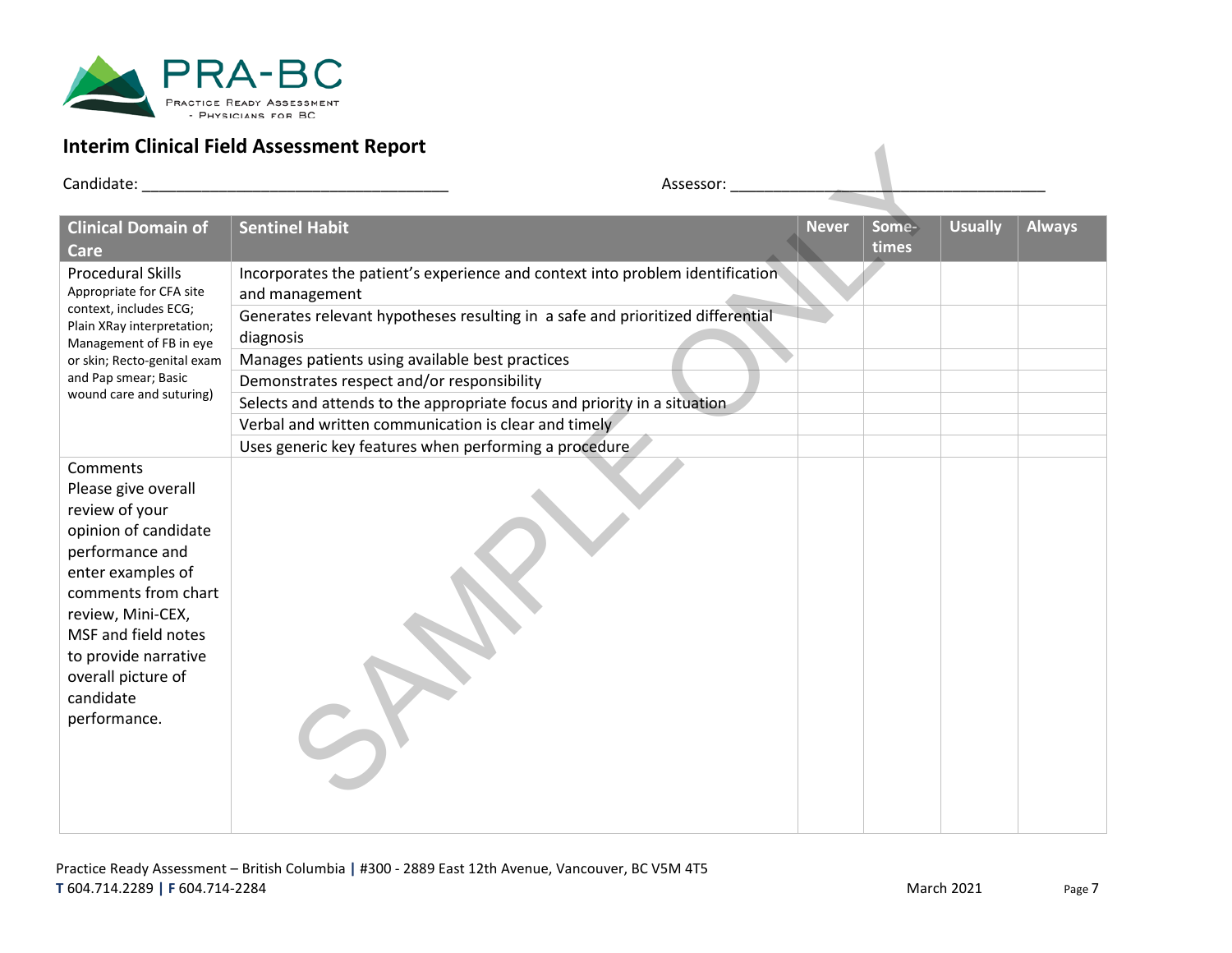PRA-BC
Practice Ready Assessment
- Physicians for BC

## Interim Clinical Field Assessment Report

Candidate: ___________________________________ Assessor: ____________________________________

| Clinical Domain of Care | Sentinel Habit | Never | Some-times | Usually | Always |
|---|---|---|---|---|---|
| Procedural Skills Appropriate for CFA site context, includes ECG; Plain XRay interpretation; Management of FB in eye or skin; Recto-genital exam and Pap smear; Basic wound care and suturing) | Incorporates the patient's experience and context into problem identification and management | | | | |
| | Generates relevant hypotheses resulting in a safe and prioritized differential diagnosis | | | | |
| | Manages patients using available best practices | | | | |
| | Demonstrates respect and/or responsibility | | | | |
| | Selects and attends to the appropriate focus and priority in a situation | | | | |
| | Verbal and written communication is clear and timely | | | | |
| | Uses generic key features when performing a procedure | | | | |
| Comments Please give overall review of your opinion of candidate performance and enter examples of comments from chart review, Mini-CEX, MSF and field notes to provide narrative overall picture of candidate performance. | | | | | |

SAMPLE ONLY

Practice Ready Assessment – British Columbia | #300 - 2889 East 12th Avenue, Vancouver, BC V5M 4T5
T 604.714.2289 | F 604.714-2284 March 2021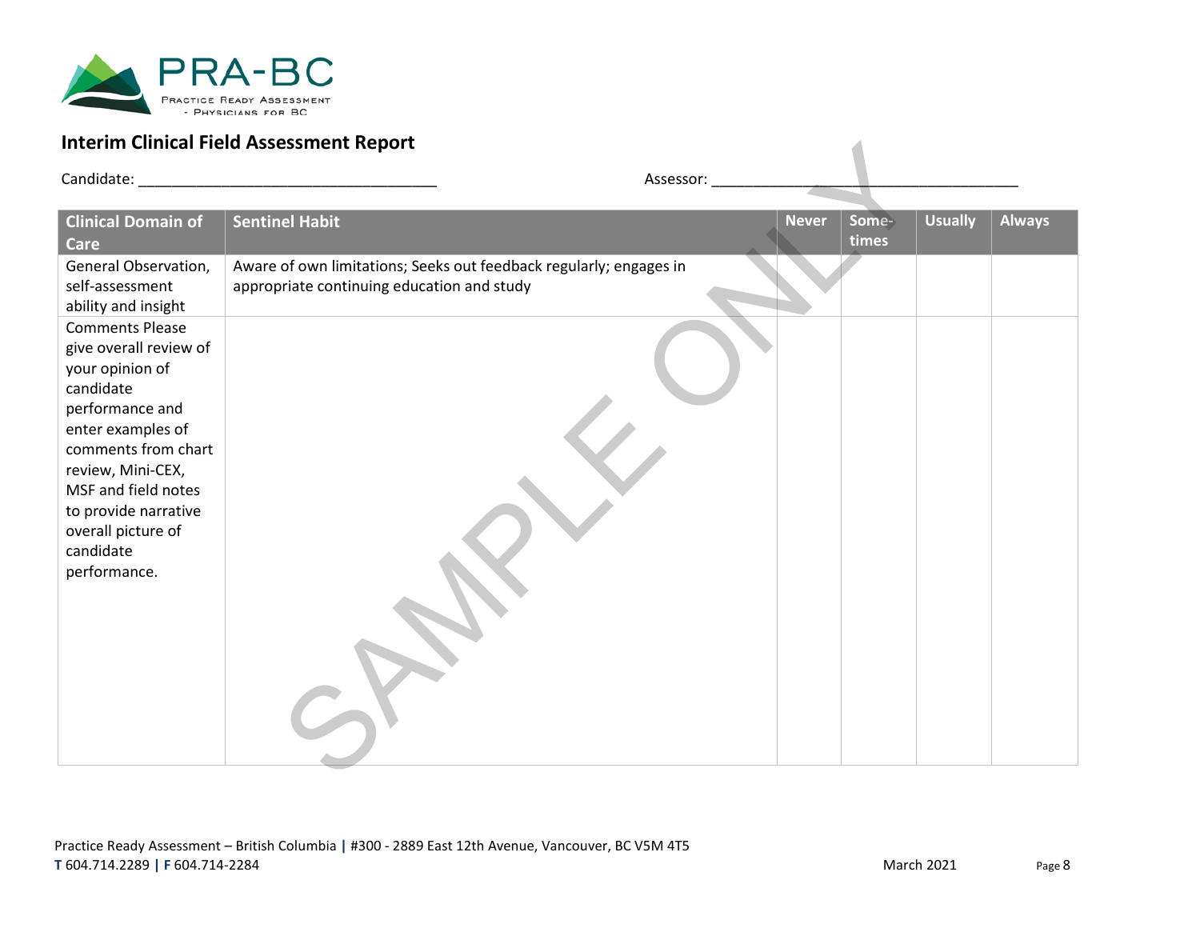## Interim Clinical Field Assessment Report

Candidate: ___________________________________ Assessor: _____________________________________

| Clinical Domain of Care | Sentinel Habit | Never | Some-times | Usually | Always |
|---|---|---|---|---|---|
| General Observation, self-assessment ability and insight | Aware of own limitations; Seeks out feedback regularly; engages in appropriate continuing education and study | | | | |
| Comments Please give overall review of your opinion of candidate performance and enter examples of comments from chart review, Mini-CEX, MSF and field notes to provide narrative overall picture of candidate performance. | | | | | |

SAMPLE ONLY

Practice Ready Assessment – British Columbia | #300 - 2889 East 12th Avenue, Vancouver, BC V5M 4T5
T 604.714.2289 | F 604.714-2284

March 2021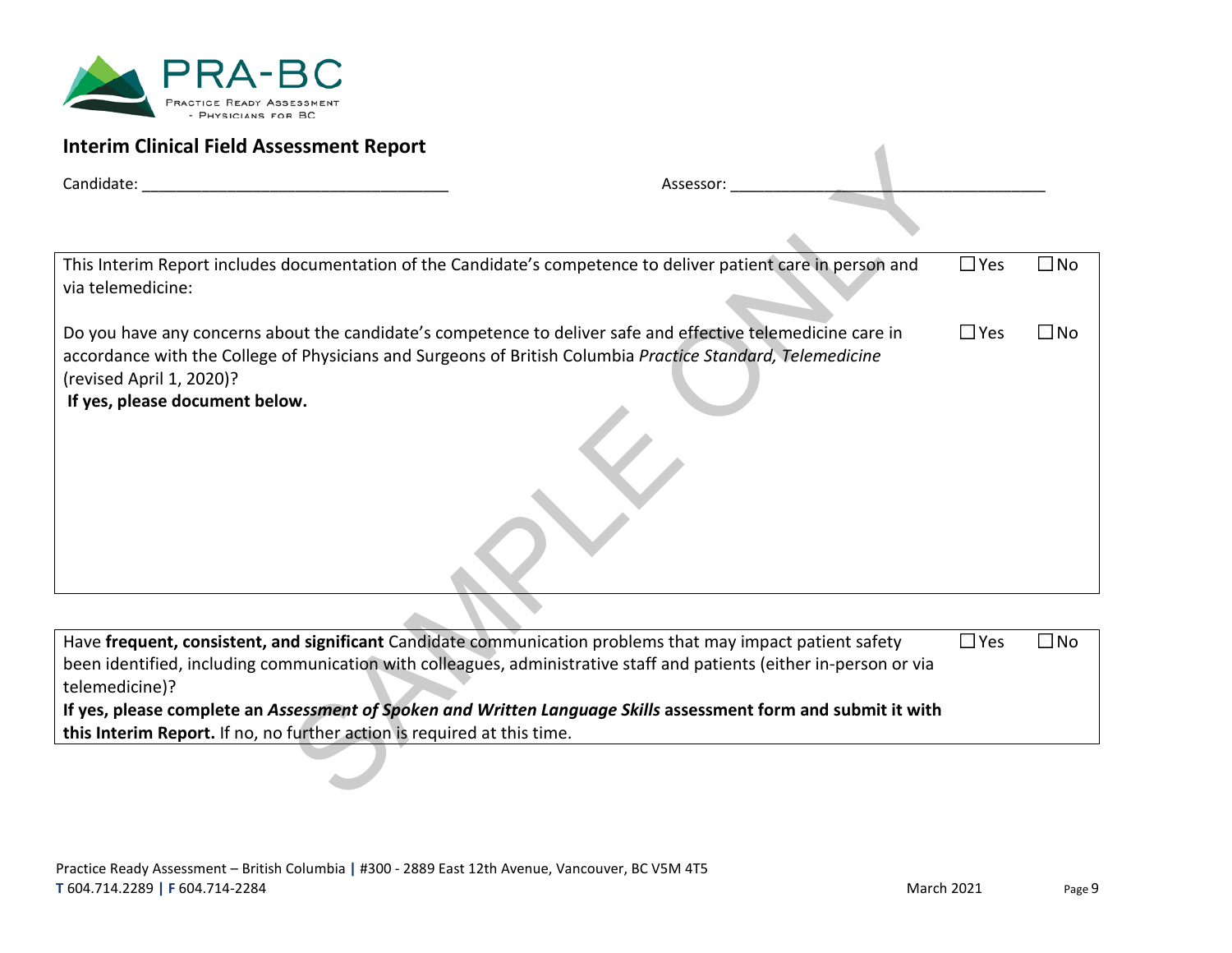## Interim Clinical Field Assessment Report

Candidate: ___________________________________ Assessor: ____________________________________

| | | |
|---|---|---|
| This Interim Report includes documentation of the Candidate's competence to deliver patient care in person and via telemedicine: | ☐Yes | ☐No |
| Do you have any concerns about the candidate's competence to deliver safe and effective telemedicine care in accordance with the College of Physicians and Surgeons of British Columbia *Practice Standard, Telemedicine* (revised April 1, 2020)?<br>**If yes, please document below.** | ☐Yes | ☐No |

| | | |
|---|---|---|
| Have **frequent, consistent, and significant** Candidate communication problems that may impact patient safety been identified, including communication with colleagues, administrative staff and patients (either in-person or via telemedicine)?<br>**If yes, please complete an *Assessment of Spoken and Written Language Skills* assessment form and submit it with this Interim Report.** If no, no further action is required at this time. | ☐Yes | ☐No |

SAMPLE ONLY

Practice Ready Assessment – British Columbia | #300 - 2889 East 12th Avenue, Vancouver, BC V5M 4T5
T 604.714.2289 | F 604.714-2284

March 2021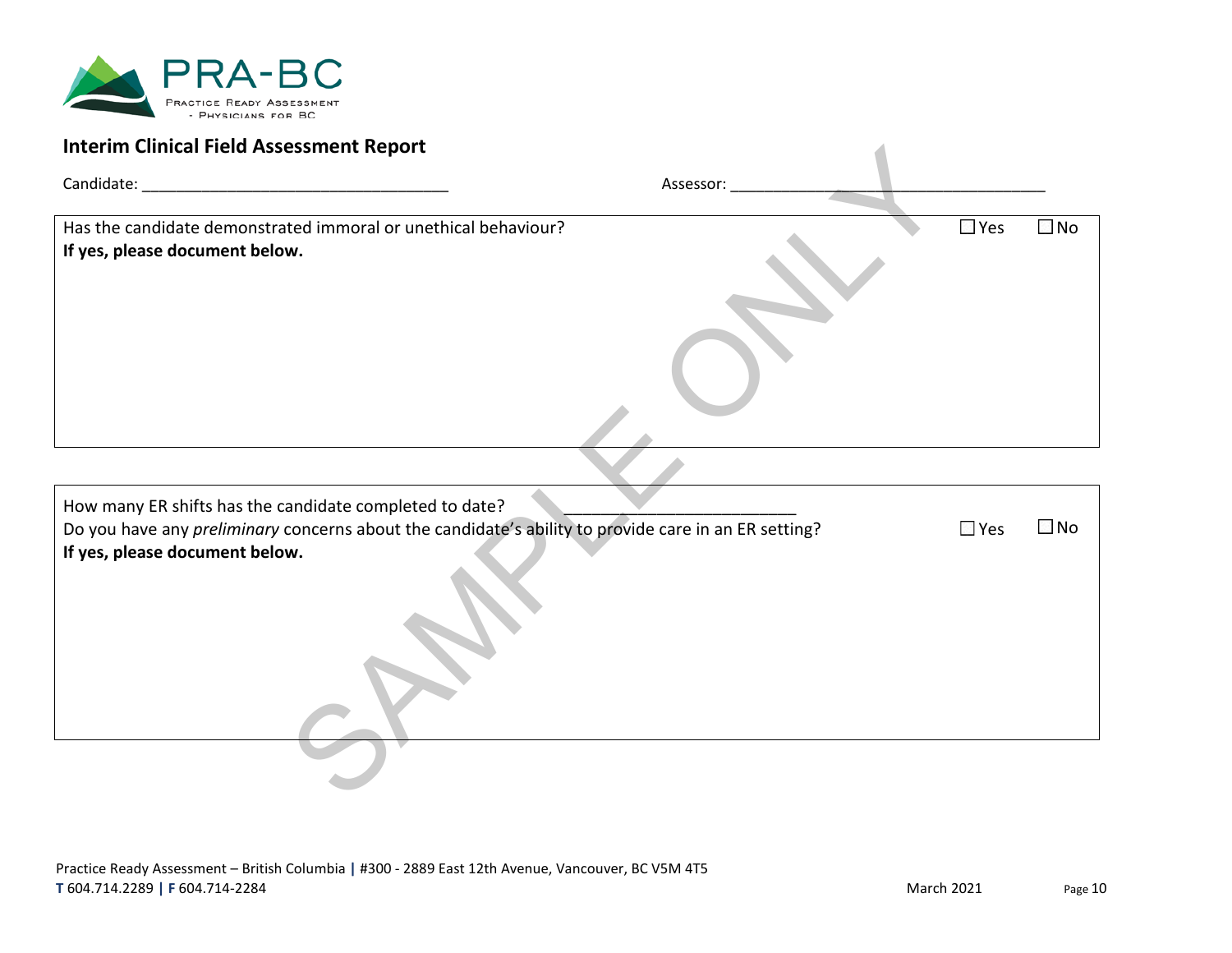PRA-BC
Practice Ready Assessment - Physicians for BC

## Interim Clinical Field Assessment Report

Candidate: ___________________________________ Assessor: ____________________________________

| | | |
|---|---|---|
| Has the candidate demonstrated immoral or unethical behaviour?<br>**If yes, please document below.** | ☐ Yes | ☐ No |

| | | |
|---|---|---|
| How many ER shifts has the candidate completed to date? ________________________<br>Do you have any *preliminary* concerns about the candidate's ability to provide care in an ER setting?<br>**If yes, please document below.** | ☐ Yes | ☐ No |

SAMPLE ONLY

Practice Ready Assessment – British Columbia | #300 - 2889 East 12th Avenue, Vancouver, BC V5M 4T5
T 604.714.2289 | F 604.714-2284 March 2021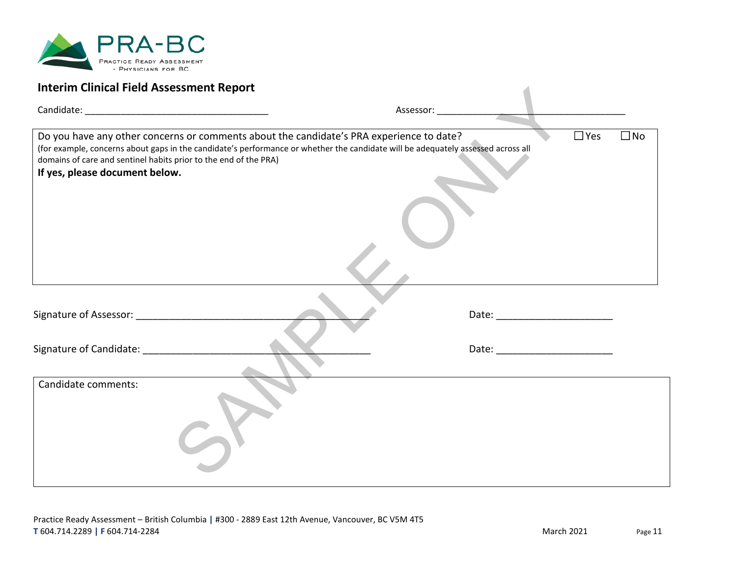PRA-BC

Practice Ready Assessment - Physicians for BC

## Interim Clinical Field Assessment Report

Candidate: ___________________________________ Assessor: ____________________________________

| | |
|---|---|
| Do you have any other concerns or comments about the candidate's PRA experience to date?<br>(for example, concerns about gaps in the candidate's performance or whether the candidate will be adequately assessed across all domains of care and sentinel habits prior to the end of the PRA)<br>**If yes, please document below.** | ☐ Yes ☐ No |

Signature of Assessor: _____________________________________________ Date: ______________________

Signature of Candidate: ____________________________________________ Date: ______________________

| |
|---|
| Candidate comments: |

SAMPLE ONLY

Practice Ready Assessment – British Columbia | #300 - 2889 East 12th Avenue, Vancouver, BC V5M 4T5
T 604.714.2289 | F 604.714-2284

March 2021